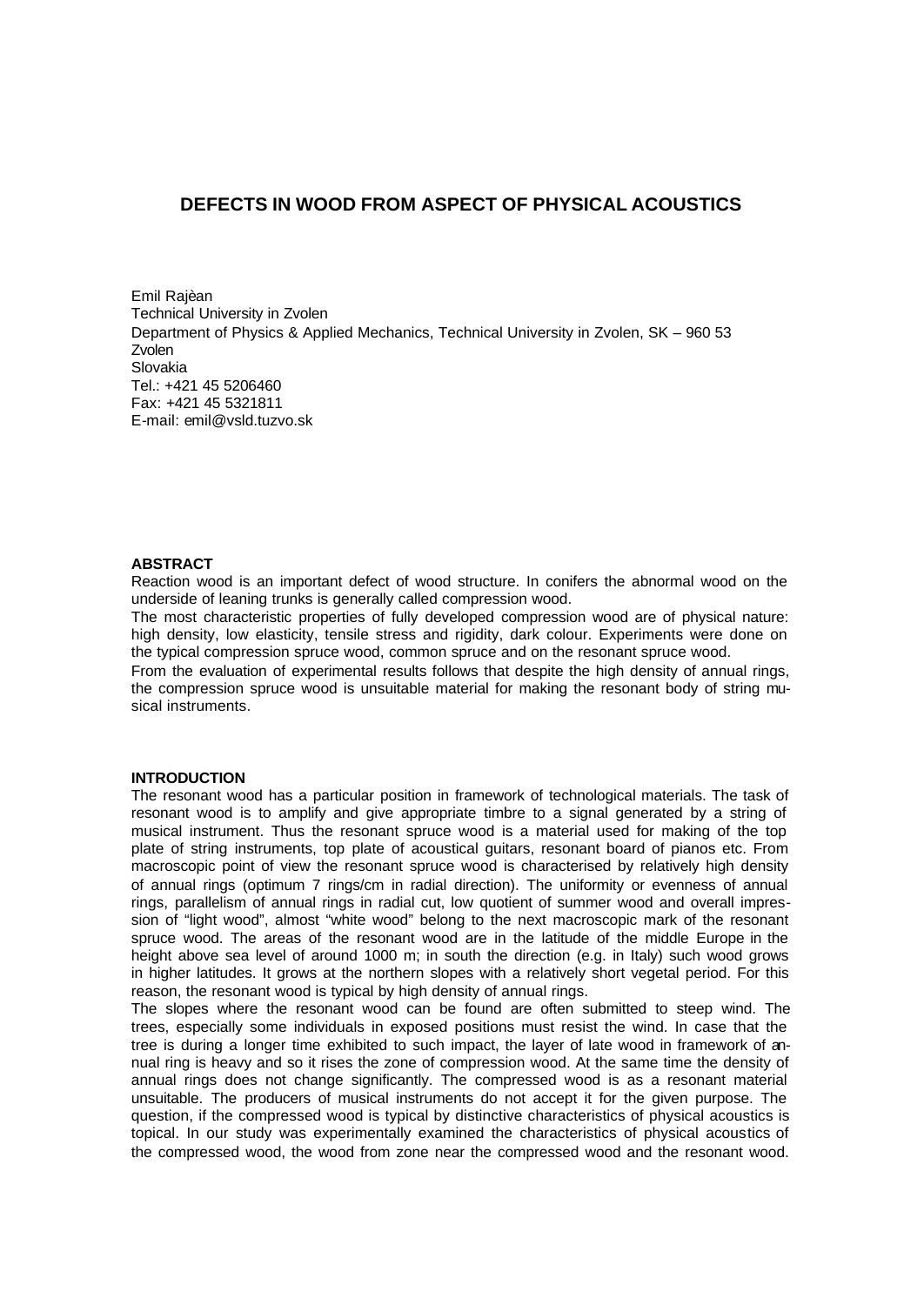# DEFECTS IN WOOD FROM ASPECT OF PHYSICAL ACOUSTICS

Emil Rajèan
Technical University in Zvolen
Department of Physics & Applied Mechanics, Technical University in Zvolen, SK – 960 53 Zvolen
Slovakia
Tel.: +421 45 5206460
Fax: +421 45 5321811
E-mail: emil@vsld.tuzvo.sk

## ABSTRACT

Reaction wood is an important defect of wood structure. In conifers the abnormal wood on the underside of leaning trunks is generally called compression wood.

The most characteristic properties of fully developed compression wood are of physical nature: high density, low elasticity, tensile stress and rigidity, dark colour. Experiments were done on the typical compression spruce wood, common spruce and on the resonant spruce wood.

From the evaluation of experimental results follows that despite the high density of annual rings, the compression spruce wood is unsuitable material for making the resonant body of string musical instruments.

## INTRODUCTION

The resonant wood has a particular position in framework of technological materials. The task of resonant wood is to amplify and give appropriate timbre to a signal generated by a string of musical instrument. Thus the resonant spruce wood is a material used for making of the top plate of string instruments, top plate of acoustical guitars, resonant board of pianos etc. From macroscopic point of view the resonant spruce wood is characterised by relatively high density of annual rings (optimum 7 rings/cm in radial direction). The uniformity or evenness of annual rings, parallelism of annual rings in radial cut, low quotient of summer wood and overall impression of "light wood", almost "white wood" belong to the next macroscopic mark of the resonant spruce wood. The areas of the resonant wood are in the latitude of the middle Europe in the height above sea level of around 1000 m; in south the direction (e.g. in Italy) such wood grows in higher latitudes. It grows at the northern slopes with a relatively short vegetal period. For this reason, the resonant wood is typical by high density of annual rings.

The slopes where the resonant wood can be found are often submitted to steep wind. The trees, especially some individuals in exposed positions must resist the wind. In case that the tree is during a longer time exhibited to such impact, the layer of late wood in framework of annual ring is heavy and so it rises the zone of compression wood. At the same time the density of annual rings does not change significantly. The compressed wood is as a resonant material unsuitable. The producers of musical instruments do not accept it for the given purpose. The question, if the compressed wood is typical by distinctive characteristics of physical acoustics is topical. In our study was experimentally examined the characteristics of physical acoustics of the compressed wood, the wood from zone near the compressed wood and the resonant wood.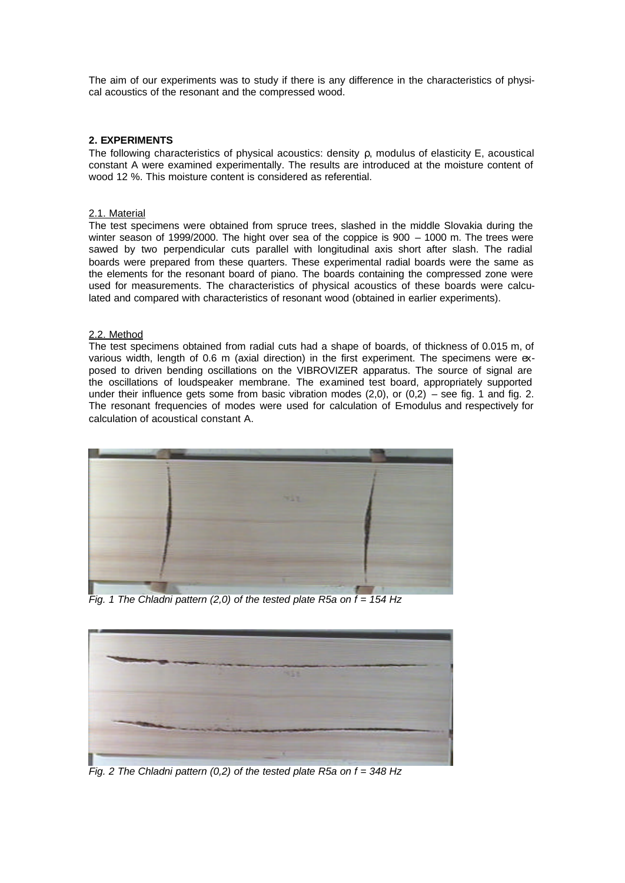The aim of our experiments was to study if there is any difference in the characteristics of physical acoustics of the resonant and the compressed wood.

## 2. EXPERIMENTS

The following characteristics of physical acoustics: density ρ, modulus of elasticity E, acoustical constant A were examined experimentally. The results are introduced at the moisture content of wood 12 %. This moisture content is considered as referential.

### 2.1. Material

The test specimens were obtained from spruce trees, slashed in the middle Slovakia during the winter season of 1999/2000. The hight over sea of the coppice is 900 – 1000 m. The trees were sawed by two perpendicular cuts parallel with longitudinal axis short after slash. The radial boards were prepared from these quarters. These experimental radial boards were the same as the elements for the resonant board of piano. The boards containing the compressed zone were used for measurements. The characteristics of physical acoustics of these boards were calculated and compared with characteristics of resonant wood (obtained in earlier experiments).

### 2.2. Method

The test specimens obtained from radial cuts had a shape of boards, of thickness of 0.015 m, of various width, length of 0.6 m (axial direction) in the first experiment. The specimens were exposed to driven bending oscillations on the VIBROVIZER apparatus. The source of signal are the oscillations of loudspeaker membrane. The examined test board, appropriately supported under their influence gets some from basic vibration modes (2,0), or (0,2) – see fig. 1 and fig. 2. The resonant frequencies of modes were used for calculation of E-modulus and respectively for calculation of acoustical constant A.

*Fig. 1 The Chladni pattern (2,0) of the tested plate R5a on f = 154 Hz*

*Fig. 2 The Chladni pattern (0,2) of the tested plate R5a on f = 348 Hz*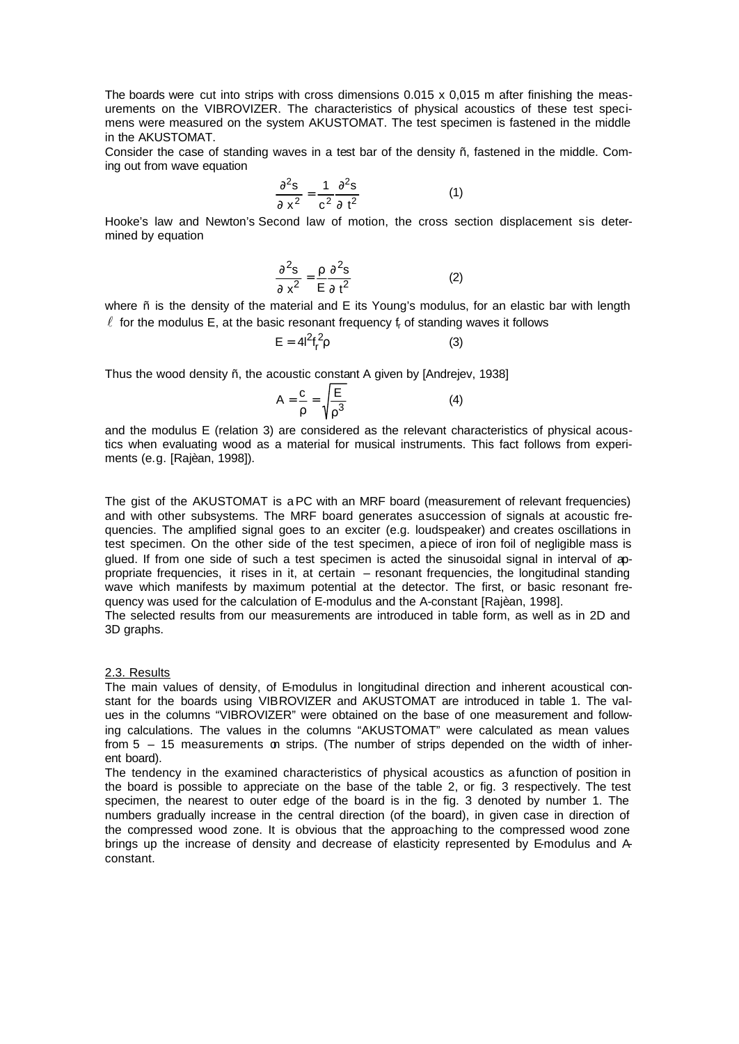The boards were cut into strips with cross dimensions 0.015 x 0,015 m after finishing the measurements on the VIBROVIZER. The characteristics of physical acoustics of these test specimens were measured on the system AKUSTOMAT. The test specimen is fastened in the middle in the AKUSTOMAT.

Consider the case of standing waves in a test bar of the density ñ, fastened in the middle. Coming out from wave equation

$$\frac{\partial^2 s}{\partial x^2} = \frac{1}{c^2}\frac{\partial^2 s}{\partial t^2} \qquad (1)$$

Hooke's law and Newton's Second law of motion, the cross section displacement sis determined by equation

$$\frac{\partial^2 s}{\partial x^2} = \frac{\rho}{E}\frac{\partial^2 s}{\partial t^2} \qquad (2)$$

where ñ is the density of the material and E its Young's modulus, for an elastic bar with length $\ell$ for the modulus E, at the basic resonant frequency $f_r$ of standing waves it follows

$$E = 4l^2 f_r^2 \rho \qquad (3)$$

Thus the wood density ñ, the acoustic constant A given by [Andrejev, 1938]

$$A = \frac{c}{\rho} = \sqrt{\frac{E}{\rho^3}} \qquad (4)$$

and the modulus E (relation 3) are considered as the relevant characteristics of physical acoustics when evaluating wood as a material for musical instruments. This fact follows from experiments (e.g. [Rajèan, 1998]).

The gist of the AKUSTOMAT is a PC with an MRF board (measurement of relevant frequencies) and with other subsystems. The MRF board generates a succession of signals at acoustic frequencies. The amplified signal goes to an exciter (e.g. loudspeaker) and creates oscillations in test specimen. On the other side of the test specimen, a piece of iron foil of negligible mass is glued. If from one side of such a test specimen is acted the sinusoidal signal in interval of appropriate frequencies, it rises in it, at certain – resonant frequencies, the longitudinal standing wave which manifests by maximum potential at the detector. The first, or basic resonant frequency was used for the calculation of E-modulus and the A-constant [Rajèan, 1998].

The selected results from our measurements are introduced in table form, as well as in 2D and 3D graphs.

## 2.3. Results

The main values of density, of E-modulus in longitudinal direction and inherent acoustical constant for the boards using VIBROVIZER and AKUSTOMAT are introduced in table 1. The values in the columns "VIBROVIZER" were obtained on the base of one measurement and following calculations. The values in the columns "AKUSTOMAT" were calculated as mean values from 5 – 15 measurements on strips. (The number of strips depended on the width of inherent board).

The tendency in the examined characteristics of physical acoustics as a function of position in the board is possible to appreciate on the base of the table 2, or fig. 3 respectively. The test specimen, the nearest to outer edge of the board is in the fig. 3 denoted by number 1. The numbers gradually increase in the central direction (of the board), in given case in direction of the compressed wood zone. It is obvious that the approaching to the compressed wood zone brings up the increase of density and decrease of elasticity represented by E-modulus and A-constant.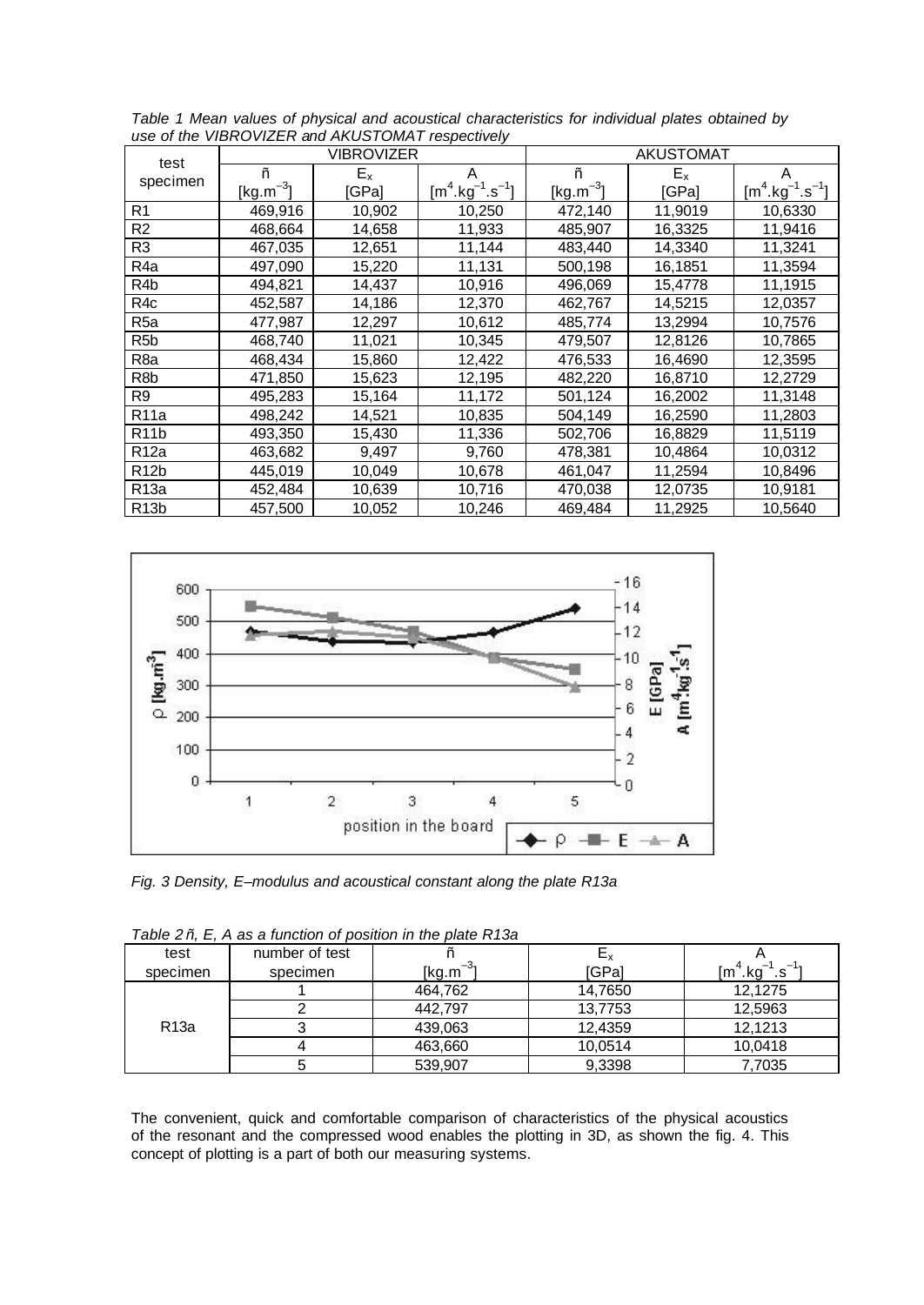*Table 1 Mean values of physical and acoustical characteristics for individual plates obtained by use of the VIBROVIZER and AKUSTOMAT respectively*

| test specimen | VIBROVIZER | | | AKUSTOMAT | | |
|---|---|---|---|---|---|---|
| | ñ [kg.m$^{-3}$] | $E_x$ [GPa] | A [m$^4$.kg$^{-1}$.s$^{-1}$] | ñ [kg.m$^{-3}$] | $E_x$ [GPa] | A [m$^4$.kg$^{-1}$.s$^{-1}$] |
| R1 | 469,916 | 10,902 | 10,250 | 472,140 | 11,9019 | 10,6330 |
| R2 | 468,664 | 14,658 | 11,933 | 485,907 | 16,3325 | 11,9416 |
| R3 | 467,035 | 12,651 | 11,144 | 483,440 | 14,3340 | 11,3241 |
| R4a | 497,090 | 15,220 | 11,131 | 500,198 | 16,1851 | 11,3594 |
| R4b | 494,821 | 14,437 | 10,916 | 496,069 | 15,4778 | 11,1915 |
| R4c | 452,587 | 14,186 | 12,370 | 462,767 | 14,5215 | 12,0357 |
| R5a | 477,987 | 12,297 | 10,612 | 485,774 | 13,2994 | 10,7576 |
| R5b | 468,740 | 11,021 | 10,345 | 479,507 | 12,8126 | 10,7865 |
| R8a | 468,434 | 15,860 | 12,422 | 476,533 | 16,4690 | 12,3595 |
| R8b | 471,850 | 15,623 | 12,195 | 482,220 | 16,8710 | 12,2729 |
| R9 | 495,283 | 15,164 | 11,172 | 501,124 | 16,2002 | 11,3148 |
| R11a | 498,242 | 14,521 | 10,835 | 504,149 | 16,2590 | 11,2803 |
| R11b | 493,350 | 15,430 | 11,336 | 502,706 | 16,8829 | 11,5119 |
| R12a | 463,682 | 9,497 | 9,760 | 478,381 | 10,4864 | 10,0312 |
| R12b | 445,019 | 10,049 | 10,678 | 461,047 | 11,2594 | 10,8496 |
| R13a | 452,484 | 10,639 | 10,716 | 470,038 | 12,0735 | 10,9181 |
| R13b | 457,500 | 10,052 | 10,246 | 469,484 | 11,2925 | 10,5640 |

*Fig. 3 Density, E–modulus and acoustical constant along the plate R13a*

*Table 2 ñ, E, A as a function of position in the plate R13a*

| test specimen | number of test specimen | ñ [kg.m$^{-3}$] | $E_x$ [GPa] | A [m$^4$.kg$^{-1}$.s$^{-1}$] |
|---|---|---|---|---|
| R13a | 1 | 464,762 | 14,7650 | 12,1275 |
| | 2 | 442,797 | 13,7753 | 12,5963 |
| | 3 | 439,063 | 12,4359 | 12,1213 |
| | 4 | 463,660 | 10,0514 | 10,0418 |
| | 5 | 539,907 | 9,3398 | 7,7035 |

The convenient, quick and comfortable comparison of characteristics of the physical acoustics of the resonant and the compressed wood enables the plotting in 3D, as shown the fig. 4. This concept of plotting is a part of both our measuring systems.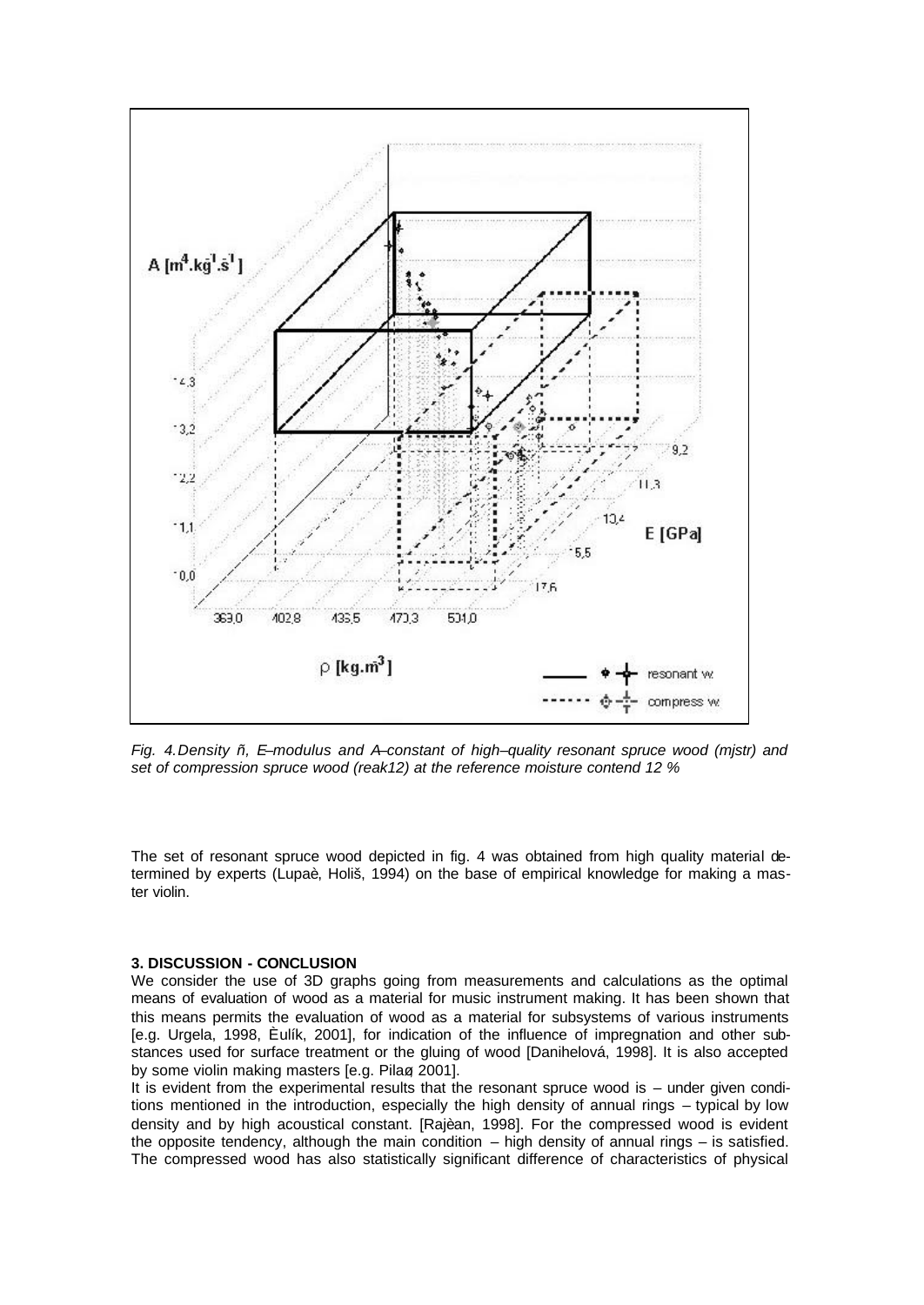*Fig. 4.Density ñ, E–modulus and A–constant of high–quality resonant spruce wood (mjstr) and set of compression spruce wood (reak12) at the reference moisture contend 12 %*

The set of resonant spruce wood depicted in fig. 4 was obtained from high quality material determined by experts (Lupaè, Holiš, 1994) on the base of empirical knowledge for making a master violin.

### 3. DISCUSSION - CONCLUSION

We consider the use of 3D graphs going from measurements and calculations as the optimal means of evaluation of wood as a material for music instrument making. It has been shown that this means permits the evaluation of wood as a material for subsystems of various instruments [e.g. Urgela, 1998, Èulík, 2001], for indication of the influence of impregnation and other substances used for surface treatment or the gluing of wood [Danihelová, 1998]. It is also accepted by some violin making masters [e.g. Pilaø, 2001].

It is evident from the experimental results that the resonant spruce wood is – under given conditions mentioned in the introduction, especially the high density of annual rings – typical by low density and by high acoustical constant. [Rajèan, 1998]. For the compressed wood is evident the opposite tendency, although the main condition – high density of annual rings – is satisfied. The compressed wood has also statistically significant difference of characteristics of physical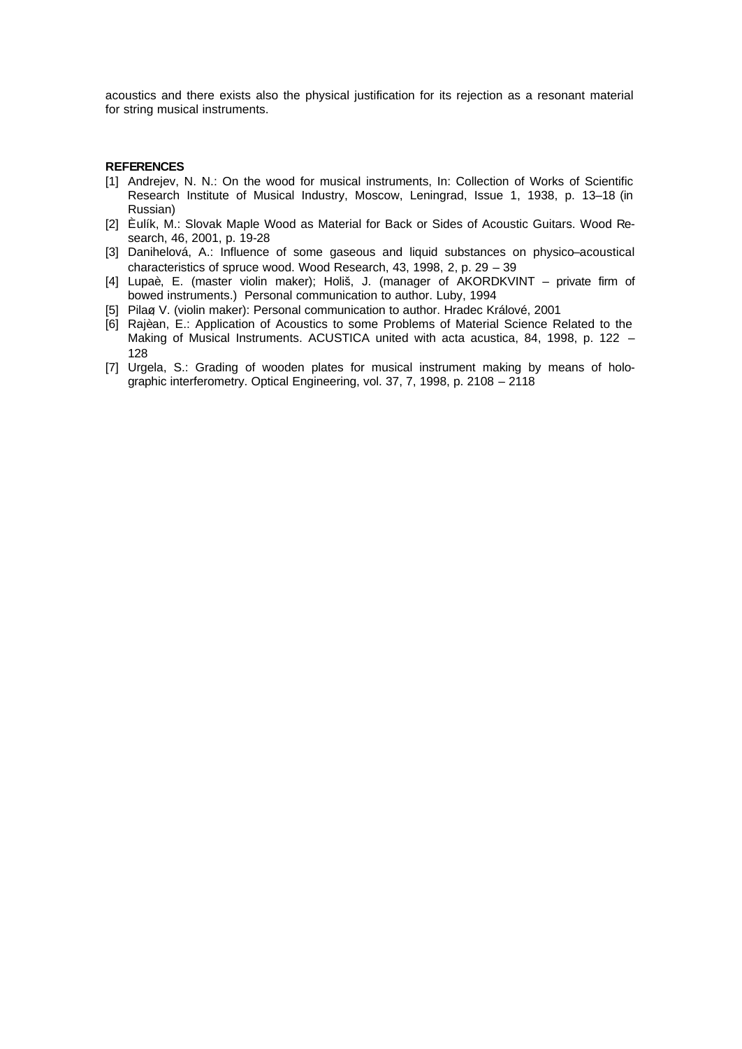acoustics and there exists also the physical justification for its rejection as a resonant material for string musical instruments.

**REFERENCES**

[1] Andrejev, N. N.: On the wood for musical instruments, In: Collection of Works of Scientific Research Institute of Musical Industry, Moscow, Leningrad, Issue 1, 1938, p. 13–18 (in Russian)

[2] Èulík, M.: Slovak Maple Wood as Material for Back or Sides of Acoustic Guitars. Wood Research, 46, 2001, p. 19-28

[3] Danihelová, A.: Influence of some gaseous and liquid substances on physico–acoustical characteristics of spruce wood. Wood Research, 43, 1998, 2, p. 29 – 39

[4] Lupaè, E. (master violin maker); Holiš, J. (manager of AKORDKVINT – private firm of bowed instruments.) Personal communication to author. Luby, 1994

[5] Pilaø V. (violin maker): Personal communication to author. Hradec Králové, 2001

[6] Rajèan, E.: Application of Acoustics to some Problems of Material Science Related to the Making of Musical Instruments. ACUSTICA united with acta acustica, 84, 1998, p. 122 – 128

[7] Urgela, S.: Grading of wooden plates for musical instrument making by means of holographic interferometry. Optical Engineering, vol. 37, 7, 1998, p. 2108 – 2118